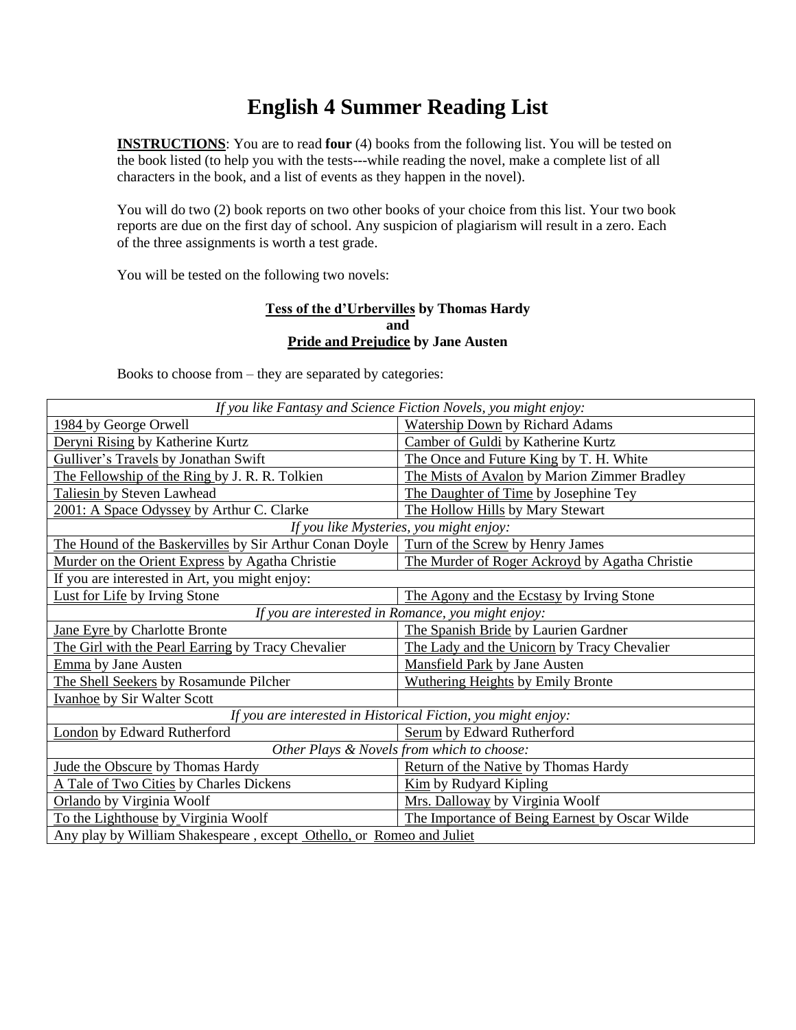# English 4 Summer Reading List

**INSTRUCTIONS**: You are to read **four** (4) books from the following list. You will be tested on the book listed (to help you with the tests---while reading the novel, make a complete list of all characters in the book, and a list of events as they happen in the novel).

You will do two (2) book reports on two other books of your choice from this list. Your two book reports are due on the first day of school. Any suspicion of plagiarism will result in a zero. Each of the three assignments is worth a test grade.

You will be tested on the following two novels:

**Tess of the d'Urbervilles by Thomas Hardy**
**and**
**Pride and Prejudice by Jane Austen**

Books to choose from – they are separated by categories:

| *If you like Fantasy and Science Fiction Novels, you might enjoy:* | |
|---|---|
| 1984 by George Orwell | Watership Down by Richard Adams |
| Deryni Rising by Katherine Kurtz | Camber of Guldi by Katherine Kurtz |
| Gulliver's Travels by Jonathan Swift | The Once and Future King by T. H. White |
| The Fellowship of the Ring by J. R. R. Tolkien | The Mists of Avalon by Marion Zimmer Bradley |
| Taliesin by Steven Lawhead | The Daughter of Time by Josephine Tey |
| 2001: A Space Odyssey by Arthur C. Clarke | The Hollow Hills by Mary Stewart |
| *If you like Mysteries, you might enjoy:* | |
| The Hound of the Baskervilles by Sir Arthur Conan Doyle | Turn of the Screw by Henry James |
| Murder on the Orient Express by Agatha Christie | The Murder of Roger Ackroyd by Agatha Christie |
| If you are interested in Art, you might enjoy: | |
| Lust for Life by Irving Stone | The Agony and the Ecstasy by Irving Stone |
| *If you are interested in Romance, you might enjoy:* | |
| Jane Eyre by Charlotte Bronte | The Spanish Bride by Laurien Gardner |
| The Girl with the Pearl Earring by Tracy Chevalier | The Lady and the Unicorn by Tracy Chevalier |
| Emma by Jane Austen | Mansfield Park by Jane Austen |
| The Shell Seekers by Rosamunde Pilcher | Wuthering Heights by Emily Bronte |
| Ivanhoe by Sir Walter Scott | |
| *If you are interested in Historical Fiction, you might enjoy:* | |
| London by Edward Rutherford | Serum by Edward Rutherford |
| *Other Plays & Novels from which to choose:* | |
| Jude the Obscure by Thomas Hardy | Return of the Native by Thomas Hardy |
| A Tale of Two Cities by Charles Dickens | Kim by Rudyard Kipling |
| Orlando by Virginia Woolf | Mrs. Dalloway by Virginia Woolf |
| To the Lighthouse by Virginia Woolf | The Importance of Being Earnest by Oscar Wilde |
| Any play by William Shakespeare , except Othello, or Romeo and Juliet | |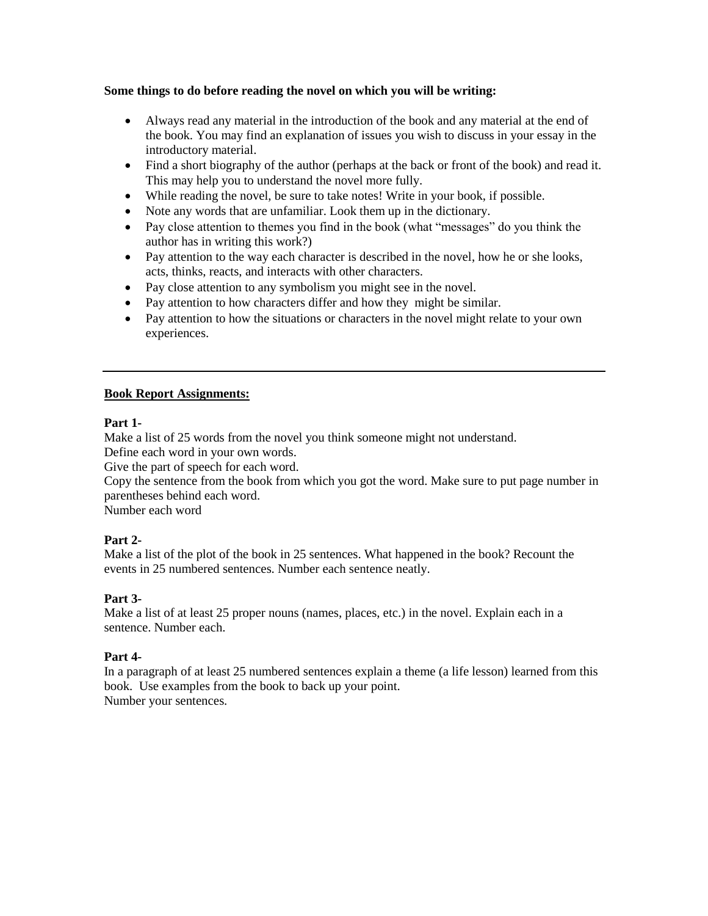**Some things to do before reading the novel on which you will be writing:**

- Always read any material in the introduction of the book and any material at the end of the book. You may find an explanation of issues you wish to discuss in your essay in the introductory material.
- Find a short biography of the author (perhaps at the back or front of the book) and read it. This may help you to understand the novel more fully.
- While reading the novel, be sure to take notes! Write in your book, if possible.
- Note any words that are unfamiliar. Look them up in the dictionary.
- Pay close attention to themes you find in the book (what "messages" do you think the author has in writing this work?)
- Pay attention to the way each character is described in the novel, how he or she looks, acts, thinks, reacts, and interacts with other characters.
- Pay close attention to any symbolism you might see in the novel.
- Pay attention to how characters differ and how they might be similar.
- Pay attention to how the situations or characters in the novel might relate to your own experiences.

---

**<u>Book Report Assignments:</u>**

**Part 1-**

Make a list of 25 words from the novel you think someone might not understand.
Define each word in your own words.
Give the part of speech for each word.
Copy the sentence from the book from which you got the word. Make sure to put page number in parentheses behind each word.
Number each word

**Part 2-**

Make a list of the plot of the book in 25 sentences. What happened in the book? Recount the events in 25 numbered sentences. Number each sentence neatly.

**Part 3-**

Make a list of at least 25 proper nouns (names, places, etc.) in the novel. Explain each in a sentence. Number each.

**Part 4-**

In a paragraph of at least 25 numbered sentences explain a theme (a life lesson) learned from this book. Use examples from the book to back up your point.
Number your sentences.